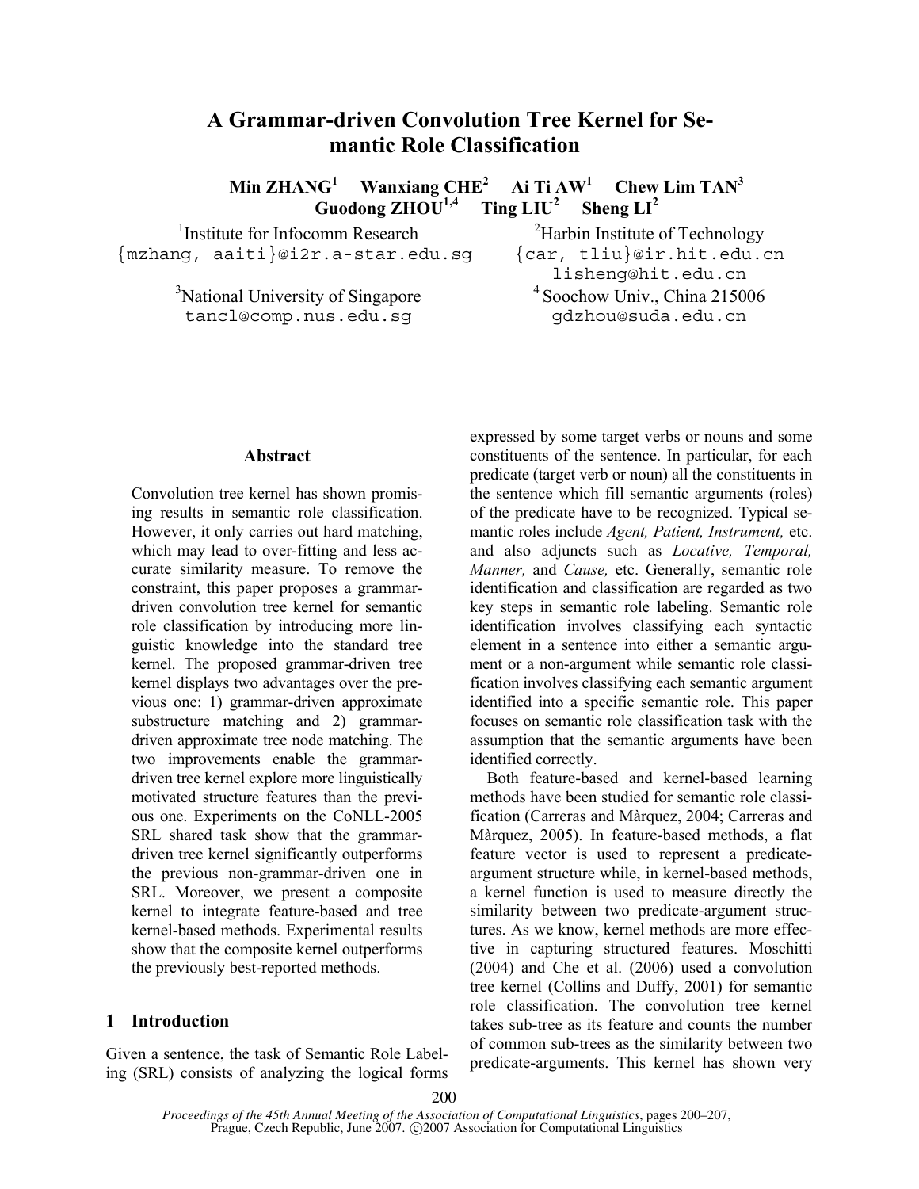# A Grammar-driven Convolution Tree Kernel for Semantic Role Classification

**Min ZHANG[1] Wanxiang CHE[2] Ai Ti AW[1] Chew Lim TAN[3] Guodong ZHOU[1,4] Ting LIU[2] Sheng LI[2]**

[1]Institute for Infocomm Research
{mzhang, aaiti}@i2r.a-star.edu.sg

[2]Harbin Institute of Technology
{car, tliu}@ir.hit.edu.cn
lisheng@hit.edu.cn

[3]National University of Singapore
tancl@comp.nus.edu.sg

[4]Soochow Univ., China 215006
gdzhou@suda.edu.cn

## Abstract

Convolution tree kernel has shown promising results in semantic role classification. However, it only carries out hard matching, which may lead to over-fitting and less accurate similarity measure. To remove the constraint, this paper proposes a grammar-driven convolution tree kernel for semantic role classification by introducing more linguistic knowledge into the standard tree kernel. The proposed grammar-driven tree kernel displays two advantages over the previous one: 1) grammar-driven approximate substructure matching and 2) grammar-driven approximate tree node matching. The two improvements enable the grammar-driven tree kernel explore more linguistically motivated structure features than the previous one. Experiments on the CoNLL-2005 SRL shared task show that the grammar-driven tree kernel significantly outperforms the previous non-grammar-driven one in SRL. Moreover, we present a composite kernel to integrate feature-based and tree kernel-based methods. Experimental results show that the composite kernel outperforms the previously best-reported methods.

## 1 Introduction

Given a sentence, the task of Semantic Role Labeling (SRL) consists of analyzing the logical forms expressed by some target verbs or nouns and some constituents of the sentence. In particular, for each predicate (target verb or noun) all the constituents in the sentence which fill semantic arguments (roles) of the predicate have to be recognized. Typical semantic roles include *Agent, Patient, Instrument,* etc. and also adjuncts such as *Locative, Temporal, Manner,* and *Cause,* etc. Generally, semantic role identification and classification are regarded as two key steps in semantic role labeling. Semantic role identification involves classifying each syntactic element in a sentence into either a semantic argument or a non-argument while semantic role classification involves classifying each semantic argument identified into a specific semantic role. This paper focuses on semantic role classification task with the assumption that the semantic arguments have been identified correctly.

Both feature-based and kernel-based learning methods have been studied for semantic role classification (Carreras and Màrquez, 2004; Carreras and Màrquez, 2005). In feature-based methods, a flat feature vector is used to represent a predicate-argument structure while, in kernel-based methods, a kernel function is used to measure directly the similarity between two predicate-argument structures. As we know, kernel methods are more effective in capturing structured features. Moschitti (2004) and Che et al. (2006) used a convolution tree kernel (Collins and Duffy, 2001) for semantic role classification. The convolution tree kernel takes sub-tree as its feature and counts the number of common sub-trees as the similarity between two predicate-arguments. This kernel has shown very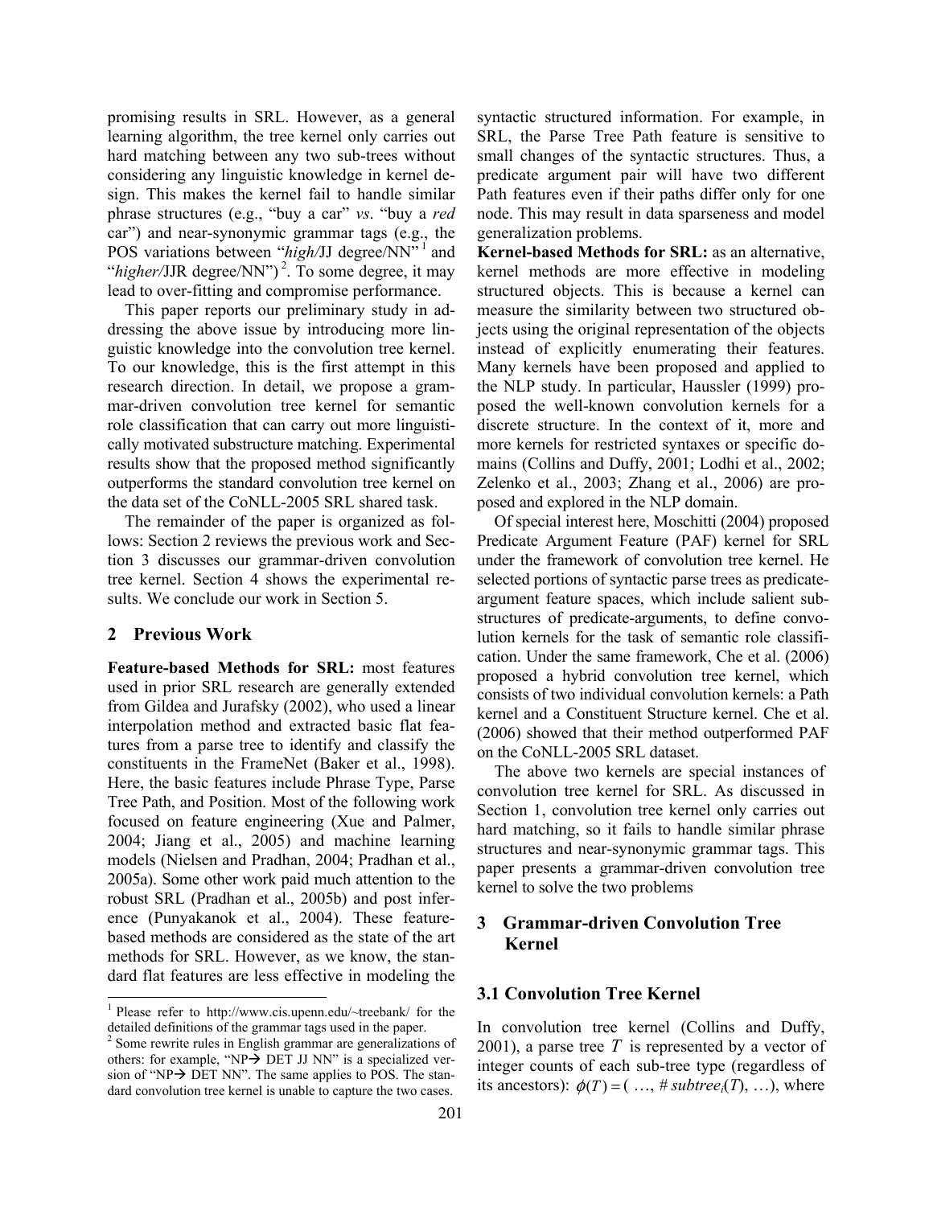promising results in SRL. However, as a general learning algorithm, the tree kernel only carries out hard matching between any two sub-trees without considering any linguistic knowledge in kernel design. This makes the kernel fail to handle similar phrase structures (e.g., "buy a car" *vs*. "buy a *red* car") and near-synonymic grammar tags (e.g., the POS variations between "*high*/JJ degree/NN"[1] and "*higher*/JJR degree/NN")[2]. To some degree, it may lead to over-fitting and compromise performance.

This paper reports our preliminary study in addressing the above issue by introducing more linguistic knowledge into the convolution tree kernel. To our knowledge, this is the first attempt in this research direction. In detail, we propose a grammar-driven convolution tree kernel for semantic role classification that can carry out more linguistically motivated substructure matching. Experimental results show that the proposed method significantly outperforms the standard convolution tree kernel on the data set of the CoNLL-2005 SRL shared task.

The remainder of the paper is organized as follows: Section 2 reviews the previous work and Section 3 discusses our grammar-driven convolution tree kernel. Section 4 shows the experimental results. We conclude our work in Section 5.

## 2 Previous Work

**Feature-based Methods for SRL:** most features used in prior SRL research are generally extended from Gildea and Jurafsky (2002), who used a linear interpolation method and extracted basic flat features from a parse tree to identify and classify the constituents in the FrameNet (Baker et al., 1998). Here, the basic features include Phrase Type, Parse Tree Path, and Position. Most of the following work focused on feature engineering (Xue and Palmer, 2004; Jiang et al., 2005) and machine learning models (Nielsen and Pradhan, 2004; Pradhan et al., 2005a). Some other work paid much attention to the robust SRL (Pradhan et al., 2005b) and post inference (Punyakanok et al., 2004). These feature-based methods are considered as the state of the art methods for SRL. However, as we know, the standard flat features are less effective in modeling the syntactic structured information. For example, in SRL, the Parse Tree Path feature is sensitive to small changes of the syntactic structures. Thus, a predicate argument pair will have two different Path features even if their paths differ only for one node. This may result in data sparseness and model generalization problems.

**Kernel-based Methods for SRL:** as an alternative, kernel methods are more effective in modeling structured objects. This is because a kernel can measure the similarity between two structured objects using the original representation of the objects instead of explicitly enumerating their features. Many kernels have been proposed and applied to the NLP study. In particular, Haussler (1999) proposed the well-known convolution kernels for a discrete structure. In the context of it, more and more kernels for restricted syntaxes or specific domains (Collins and Duffy, 2001; Lodhi et al., 2002; Zelenko et al., 2003; Zhang et al., 2006) are proposed and explored in the NLP domain.

Of special interest here, Moschitti (2004) proposed Predicate Argument Feature (PAF) kernel for SRL under the framework of convolution tree kernel. He selected portions of syntactic parse trees as predicate-argument feature spaces, which include salient substructures of predicate-arguments, to define convolution kernels for the task of semantic role classification. Under the same framework, Che et al. (2006) proposed a hybrid convolution tree kernel, which consists of two individual convolution kernels: a Path kernel and a Constituent Structure kernel. Che et al. (2006) showed that their method outperformed PAF on the CoNLL-2005 SRL dataset.

The above two kernels are special instances of convolution tree kernel for SRL. As discussed in Section 1, convolution tree kernel only carries out hard matching, so it fails to handle similar phrase structures and near-synonymic grammar tags. This paper presents a grammar-driven convolution tree kernel to solve the two problems

## 3 Grammar-driven Convolution Tree Kernel

### 3.1 Convolution Tree Kernel

In convolution tree kernel (Collins and Duffy, 2001), a parse tree $T$ is represented by a vector of integer counts of each sub-tree type (regardless of its ancestors): $\phi(T) = ( \ldots, \# subtree_i(T), \ldots)$, where

---

[1] Please refer to http://www.cis.upenn.edu/~treebank/ for the detailed definitions of the grammar tags used in the paper.

[2] Some rewrite rules in English grammar are generalizations of others: for example, "NP→ DET JJ NN" is a specialized version of "NP→ DET NN". The same applies to POS. The standard convolution tree kernel is unable to capture the two cases.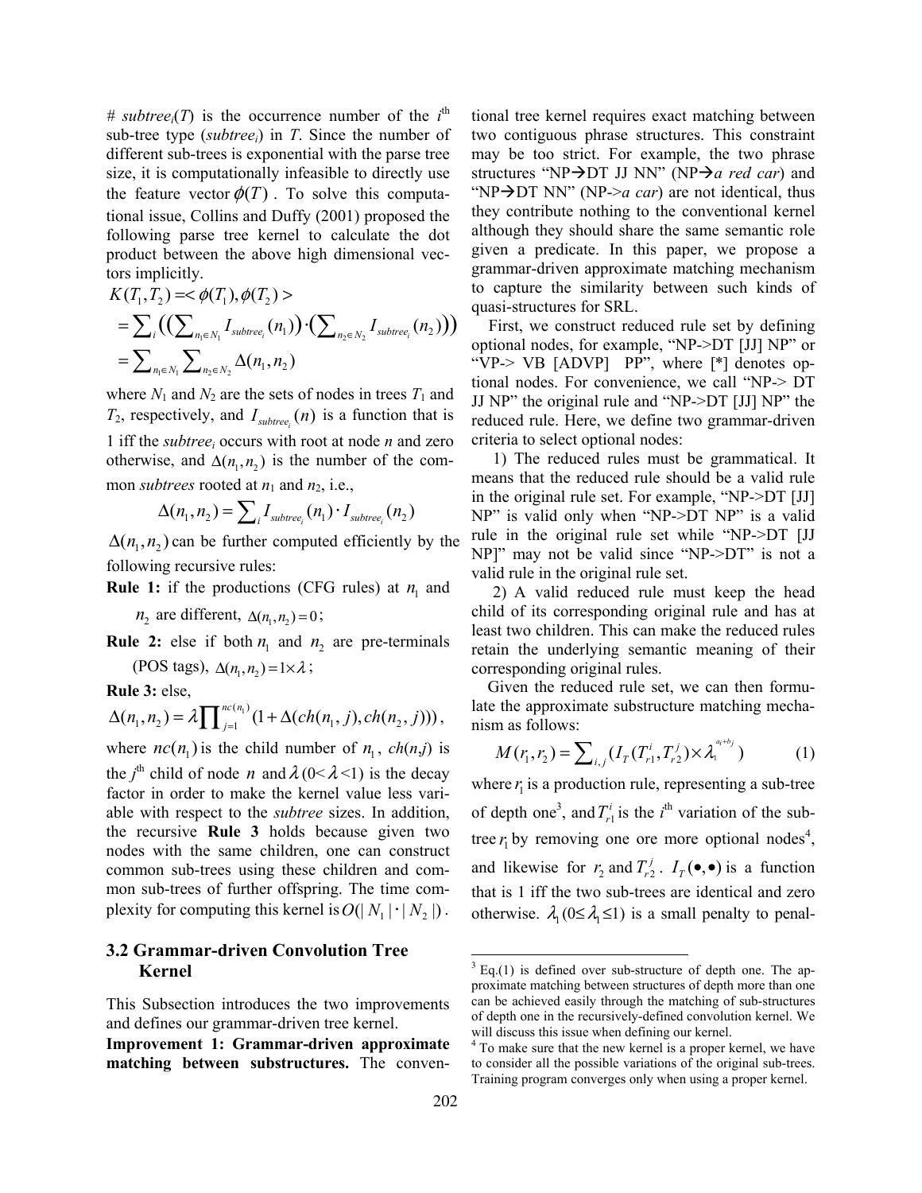# $subtree_i(T)$ is the occurrence number of the $i^{th}$ sub-tree type ($subtree_i$) in $T$. Since the number of different sub-trees is exponential with the parse tree size, it is computationally infeasible to directly use the feature vector $\phi(T)$. To solve this computational issue, Collins and Duffy (2001) proposed the following parse tree kernel to calculate the dot product between the above high dimensional vectors implicitly.

$$
\begin{aligned}
K(T_1,T_2) &= <\phi(T_1),\phi(T_2)> \\
&= \sum_i \left( \left( \sum_{n_1 \in N_1} I_{subtree_i}(n_1) \right) \cdot \left( \sum_{n_2 \in N_2} I_{subtree_i}(n_2) \right) \right) \\
&= \sum_{n_1 \in N_1} \sum_{n_2 \in N_2} \Delta(n_1,n_2)
\end{aligned}
$$

where $N_1$ and $N_2$ are the sets of nodes in trees $T_1$ and $T_2$, respectively, and $I_{subtree_i}(n)$ is a function that is 1 iff the $subtree_i$ occurs with root at node $n$ and zero otherwise, and $\Delta(n_1,n_2)$ is the number of the common *subtrees* rooted at $n_1$ and $n_2$, i.e.,

$$
\Delta(n_1,n_2) = \sum_i I_{subtree_i}(n_1) \cdot I_{subtree_i}(n_2)
$$

$\Delta(n_1,n_2)$ can be further computed efficiently by the following recursive rules:

**Rule 1:** if the productions (CFG rules) at $n_1$ and $n_2$ are different, $\Delta(n_1,n_2)=0$;

**Rule 2:** else if both $n_1$ and $n_2$ are pre-terminals (POS tags), $\Delta(n_1,n_2)=1\times\lambda$;

**Rule 3:** else,

$$
\Delta(n_1,n_2) = \lambda \prod_{j=1}^{nc(n_1)} (1+\Delta(ch(n_1,j),ch(n_2,j))),
$$

where $nc(n_1)$ is the child number of $n_1$, $ch(n,j)$ is the $j^{th}$ child of node $n$ and $\lambda$ ($0<\lambda<1$) is the decay factor in order to make the kernel value less variable with respect to the *subtree* sizes. In addition, the recursive **Rule 3** holds because given two nodes with the same children, one can construct common sub-trees using these children and common sub-trees of further offspring. The time complexity for computing this kernel is $O(|N_1|\cdot|N_2|)$.

### 3.2 Grammar-driven Convolution Tree Kernel

This Subsection introduces the two improvements and defines our grammar-driven tree kernel.

**Improvement 1: Grammar-driven approximate matching between substructures.** The conventional tree kernel requires exact matching between two contiguous phrase structures. This constraint may be too strict. For example, the two phrase structures "NP→DT JJ NN" (NP→*a red car*) and "NP→DT NN" (NP->*a car*) are not identical, thus they contribute nothing to the conventional kernel although they should share the same semantic role given a predicate. In this paper, we propose a grammar-driven approximate matching mechanism to capture the similarity between such kinds of quasi-structures for SRL.

First, we construct reduced rule set by defining optional nodes, for example, "NP->DT [JJ] NP" or "VP-> VB [ADVP] PP", where [*] denotes optional nodes. For convenience, we call "NP-> DT JJ NP" the original rule and "NP->DT [JJ] NP" the reduced rule. Here, we define two grammar-driven criteria to select optional nodes:

1) The reduced rules must be grammatical. It means that the reduced rule should be a valid rule in the original rule set. For example, "NP->DT [JJ] NP" is valid only when "NP->DT NP" is a valid rule in the original rule set while "NP->DT [JJ NP]" may not be valid since "NP->DT" is not a valid rule in the original rule set.

2) A valid reduced rule must keep the head child of its corresponding original rule and has at least two children. This can make the reduced rules retain the underlying semantic meaning of their corresponding original rules.

Given the reduced rule set, we can then formulate the approximate substructure matching mechanism as follows:

$$
M(r_1,r_2) = \sum_{i,j} (I_T(T_{r1}^i, T_{r2}^j) \times \lambda_1^{a_i+b_j}) \qquad (1)
$$

where $r_1$ is a production rule, representing a sub-tree of depth one[3], and $T_{r1}^i$ is the $i^{th}$ variation of the sub-tree $r_1$ by removing one ore more optional nodes[4], and likewise for $r_2$ and $T_{r2}^j$. $I_T(\bullet,\bullet)$ is a function that is 1 iff the two sub-trees are identical and zero otherwise. $\lambda_1$ ($0\le\lambda_1\le1$) is a small penalty to penal-

---

[3] Eq.(1) is defined over sub-structure of depth one. The approximate matching between structures of depth more than one can be achieved easily through the matching of sub-structures of depth one in the recursively-defined convolution kernel. We will discuss this issue when defining our kernel.

[4] To make sure that the new kernel is a proper kernel, we have to consider all the possible variations of the original sub-trees. Training program converges only when using a proper kernel.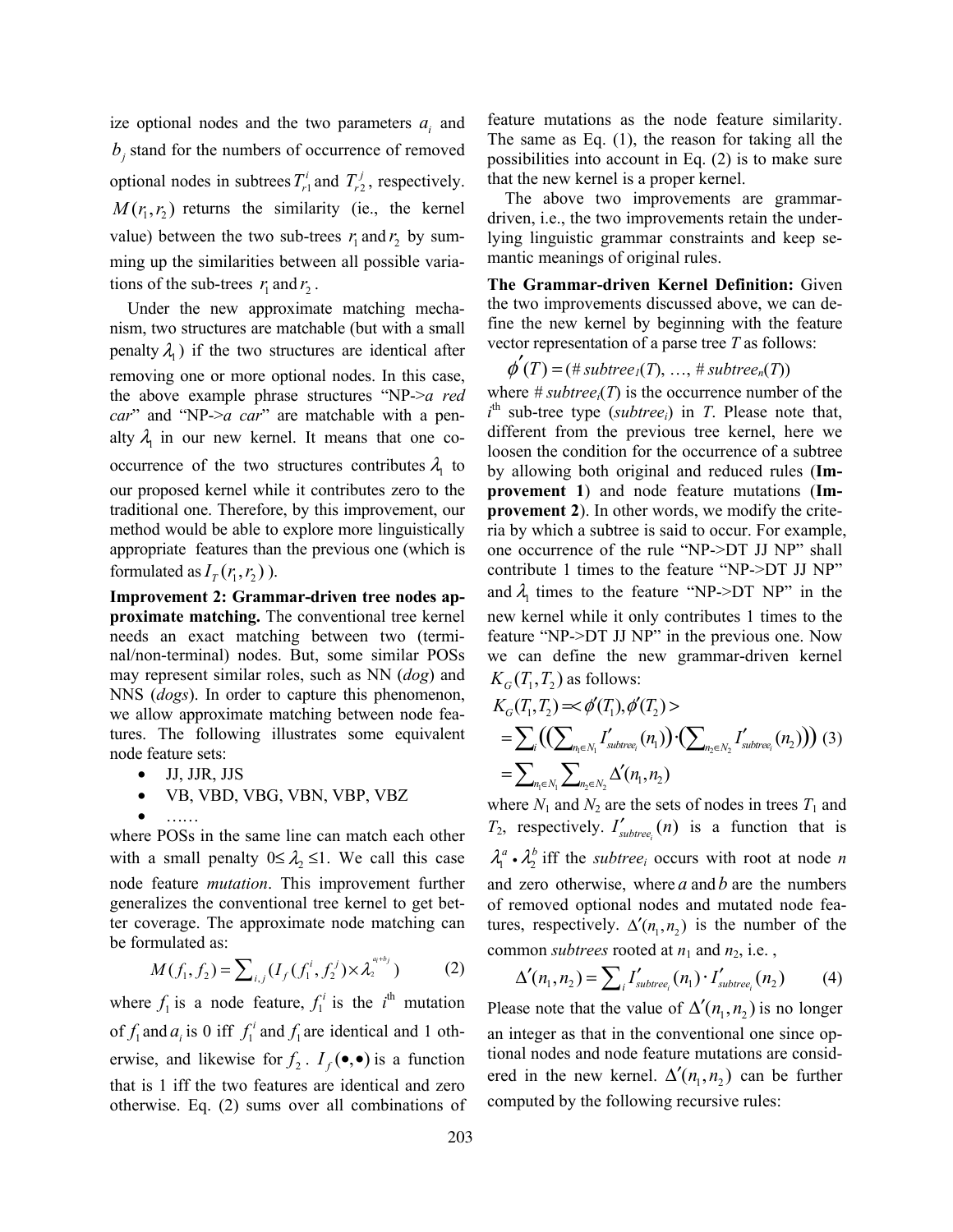ize optional nodes and the two parameters $a_i$ and $b_j$ stand for the numbers of occurrence of removed optional nodes in subtrees $T_{r1}^i$ and $T_{r2}^j$, respectively. $M(r_1, r_2)$ returns the similarity (ie., the kernel value) between the two sub-trees $r_1$ and $r_2$ by summing up the similarities between all possible variations of the sub-trees $r_1$ and $r_2$.

Under the new approximate matching mechanism, two structures are matchable (but with a small penalty $\lambda_1$) if the two structures are identical after removing one or more optional nodes. In this case, the above example phrase structures "NP->*a red car*" and "NP->*a car*" are matchable with a penalty $\lambda_1$ in our new kernel. It means that one co-occurrence of the two structures contributes $\lambda_1$ to our proposed kernel while it contributes zero to the traditional one. Therefore, by this improvement, our method would be able to explore more linguistically appropriate features than the previous one (which is formulated as $I_T(r_1, r_2)$).

**Improvement 2: Grammar-driven tree nodes approximate matching.** The conventional tree kernel needs an exact matching between two (terminal/non-terminal) nodes. But, some similar POSs may represent similar roles, such as NN (*dog*) and NNS (*dogs*). In order to capture this phenomenon, we allow approximate matching between node features. The following illustrates some equivalent node feature sets:

- JJ, JJR, JJS
- VB, VBD, VBG, VBN, VBP, VBZ
- ……

where POSs in the same line can match each other with a small penalty $0 \leq \lambda_2 \leq 1$. We call this case node feature *mutation*. This improvement further generalizes the conventional tree kernel to get better coverage. The approximate node matching can be formulated as:

$$M(f_1, f_2) = \sum_{i,j} (I_f(f_1^i, f_2^j) \times \lambda_2^{a_i + b_j}) \qquad (2)$$

where $f_1$ is a node feature, $f_1^i$ is the $i^{\text{th}}$ mutation of $f_1$ and $a_i$ is 0 iff $f_1^i$ and $f_1$ are identical and 1 otherwise, and likewise for $f_2$. $I_f(\bullet, \bullet)$ is a function that is 1 iff the two features are identical and zero otherwise. Eq. (2) sums over all combinations of feature mutations as the node feature similarity. The same as Eq. (1), the reason for taking all the possibilities into account in Eq. (2) is to make sure that the new kernel is a proper kernel.

The above two improvements are grammar-driven, i.e., the two improvements retain the underlying linguistic grammar constraints and keep semantic meanings of original rules.

**The Grammar-driven Kernel Definition:** Given the two improvements discussed above, we can define the new kernel by beginning with the feature vector representation of a parse tree $T$ as follows:

$$\phi'(T) = (\#\,subtree_1(T), \ldots, \#\,subtree_n(T))$$

where $\#\,subtree_i(T)$ is the occurrence number of the $i^{\text{th}}$ sub-tree type ($subtree_i$) in $T$. Please note that, different from the previous tree kernel, here we loosen the condition for the occurrence of a subtree by allowing both original and reduced rules (**Improvement 1**) and node feature mutations (**Improvement 2**). In other words, we modify the criteria by which a subtree is said to occur. For example, one occurrence of the rule "NP->DT JJ NP" shall contribute 1 times to the feature "NP->DT JJ NP" and $\lambda_1$ times to the feature "NP->DT NP" in the new kernel while it only contributes 1 times to the feature "NP->DT JJ NP" in the previous one. Now we can define the new grammar-driven kernel $K_G(T_1, T_2)$ as follows:

$$\begin{aligned} K_G(T_1, T_2) &= \langle \phi'(T_1), \phi'(T_2) \rangle \\ &= \sum_i \left( \left( \sum_{n_1 \in N_1} I'_{subtree_i}(n_1) \right) \cdot \left( \sum_{n_2 \in N_2} I'_{subtree_i}(n_2) \right) \right) \\ &= \sum_{n_1 \in N_1} \sum_{n_2 \in N_2} \Delta'(n_1, n_2) \end{aligned} \qquad (3)$$

where $N_1$ and $N_2$ are the sets of nodes in trees $T_1$ and $T_2$, respectively. $I'_{subtree_i}(n)$ is a function that is $\lambda_1^a \bullet \lambda_2^b$ iff the $subtree_i$ occurs with root at node $n$ and zero otherwise, where $a$ and $b$ are the numbers of removed optional nodes and mutated node features, respectively. $\Delta'(n_1, n_2)$ is the number of the common *subtrees* rooted at $n_1$ and $n_2$, i.e. ,

$$\Delta'(n_1, n_2) = \sum_i I'_{subtree_i}(n_1) \cdot I'_{subtree_i}(n_2) \qquad (4)$$

Please note that the value of $\Delta'(n_1, n_2)$ is no longer an integer as that in the conventional one since optional nodes and node feature mutations are considered in the new kernel. $\Delta'(n_1, n_2)$ can be further computed by the following recursive rules: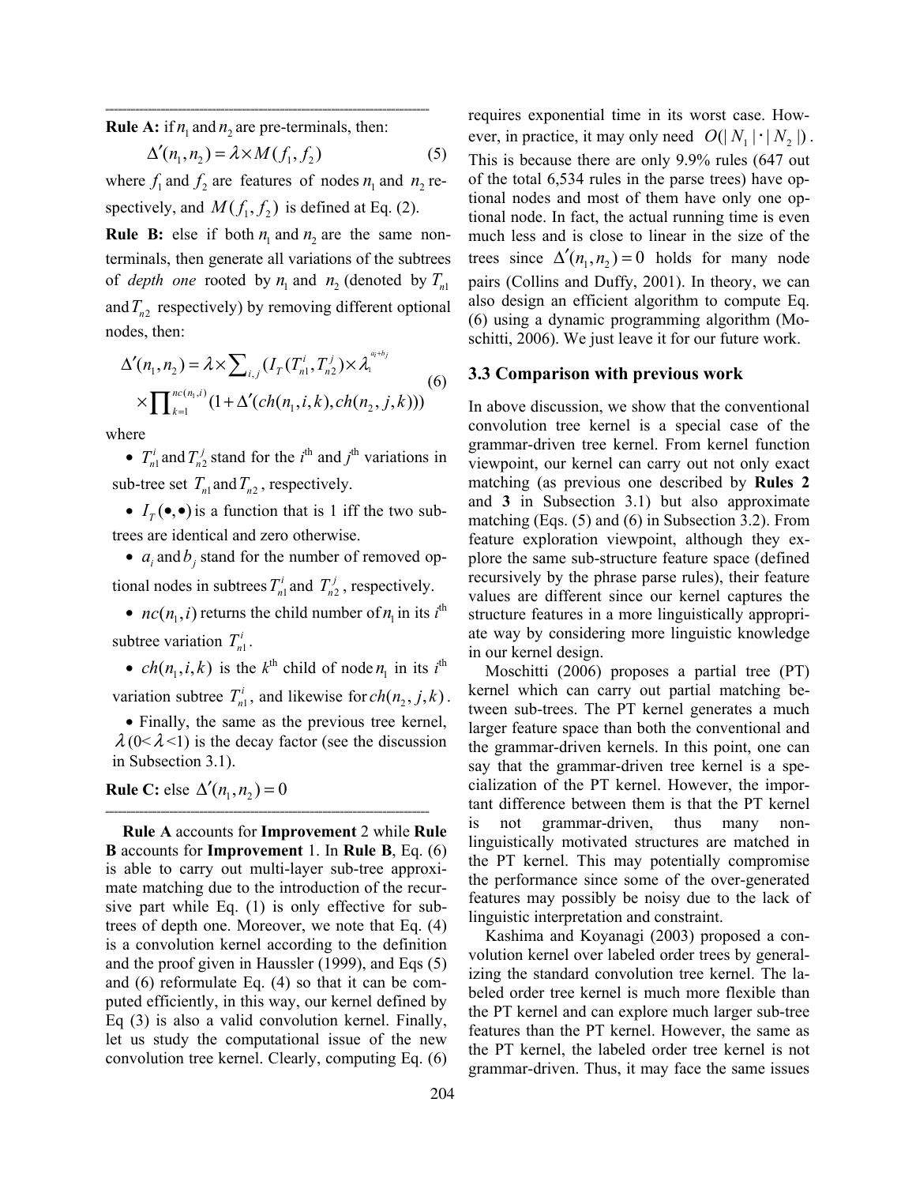---

**Rule A:** if $n_1$ and $n_2$ are pre-terminals, then:

$$\Delta'(n_1, n_2) = \lambda \times M(f_1, f_2) \tag{5}$$

where $f_1$ and $f_2$ are features of nodes $n_1$ and $n_2$ respectively, and $M(f_1, f_2)$ is defined at Eq. (2).

**Rule B:** else if both $n_1$ and $n_2$ are the same non-terminals, then generate all variations of the subtrees of *depth one* rooted by $n_1$ and $n_2$ (denoted by $T_{n1}$ and $T_{n2}$ respectively) by removing different optional nodes, then:

$$\Delta'(n_1, n_2) = \lambda \times \sum_{i,j} (I_T(T_{n1}^i, T_{n2}^j) \times \lambda_1^{a_i + b_j} \times \prod_{k=1}^{nc(n_1, i)} (1 + \Delta'(ch(n_1, i, k), ch(n_2, j, k))) \tag{6}$$

where

- $T_{n1}^i$ and $T_{n2}^j$ stand for the $i^{\text{th}}$ and $j^{\text{th}}$ variations in sub-tree set $T_{n1}$ and $T_{n2}$, respectively.
- $I_T(\bullet, \bullet)$ is a function that is 1 iff the two sub-trees are identical and zero otherwise.
- $a_i$ and $b_j$ stand for the number of removed optional nodes in subtrees $T_{n1}^i$ and $T_{n2}^j$, respectively.
- $nc(n_1, i)$ returns the child number of $n_1$ in its $i^{\text{th}}$ subtree variation $T_{n1}^i$.
- $ch(n_1, i, k)$ is the $k^{\text{th}}$ child of node $n_1$ in its $i^{\text{th}}$ variation subtree $T_{n1}^i$, and likewise for $ch(n_2, j, k)$.
- Finally, the same as the previous tree kernel, $\lambda$ (0< $\lambda$ <1) is the decay factor (see the discussion in Subsection 3.1).

**Rule C:** else $\Delta'(n_1, n_2) = 0$

---

**Rule A** accounts for **Improvement** 2 while **Rule B** accounts for **Improvement** 1. In **Rule B**, Eq. (6) is able to carry out multi-layer sub-tree approximate matching due to the introduction of the recursive part while Eq. (1) is only effective for subtrees of depth one. Moreover, we note that Eq. (4) is a convolution kernel according to the definition and the proof given in Haussler (1999), and Eqs (5) and (6) reformulate Eq. (4) so that it can be computed efficiently, in this way, our kernel defined by Eq (3) is also a valid convolution kernel. Finally, let us study the computational issue of the new convolution tree kernel. Clearly, computing Eq. (6) requires exponential time in its worst case. However, in practice, it may only need $O(|N_1| \cdot |N_2|)$. This is because there are only 9.9% rules (647 out of the total 6,534 rules in the parse trees) have optional nodes and most of them have only one optional node. In fact, the actual running time is even much less and is close to linear in the size of the trees since $\Delta'(n_1, n_2) = 0$ holds for many node pairs (Collins and Duffy, 2001). In theory, we can also design an efficient algorithm to compute Eq. (6) using a dynamic programming algorithm (Moschitti, 2006). We just leave it for our future work.

### 3.3 Comparison with previous work

In above discussion, we show that the conventional convolution tree kernel is a special case of the grammar-driven tree kernel. From kernel function viewpoint, our kernel can carry out not only exact matching (as previous one described by **Rules 2** and **3** in Subsection 3.1) but also approximate matching (Eqs. (5) and (6) in Subsection 3.2). From feature exploration viewpoint, although they explore the same sub-structure feature space (defined recursively by the phrase parse rules), their feature values are different since our kernel captures the structure features in a more linguistically appropriate way by considering more linguistic knowledge in our kernel design.

Moschitti (2006) proposes a partial tree (PT) kernel which can carry out partial matching between sub-trees. The PT kernel generates a much larger feature space than both the conventional and the grammar-driven kernels. In this point, one can say that the grammar-driven tree kernel is a specialization of the PT kernel. However, the important difference between them is that the PT kernel is not grammar-driven, thus many non-linguistically motivated structures are matched in the PT kernel. This may potentially compromise the performance since some of the over-generated features may possibly be noisy due to the lack of linguistic interpretation and constraint.

Kashima and Koyanagi (2003) proposed a convolution kernel over labeled order trees by generalizing the standard convolution tree kernel. The labeled order tree kernel is much more flexible than the PT kernel and can explore much larger sub-tree features than the PT kernel. However, the same as the PT kernel, the labeled order tree kernel is not grammar-driven. Thus, it may face the same issues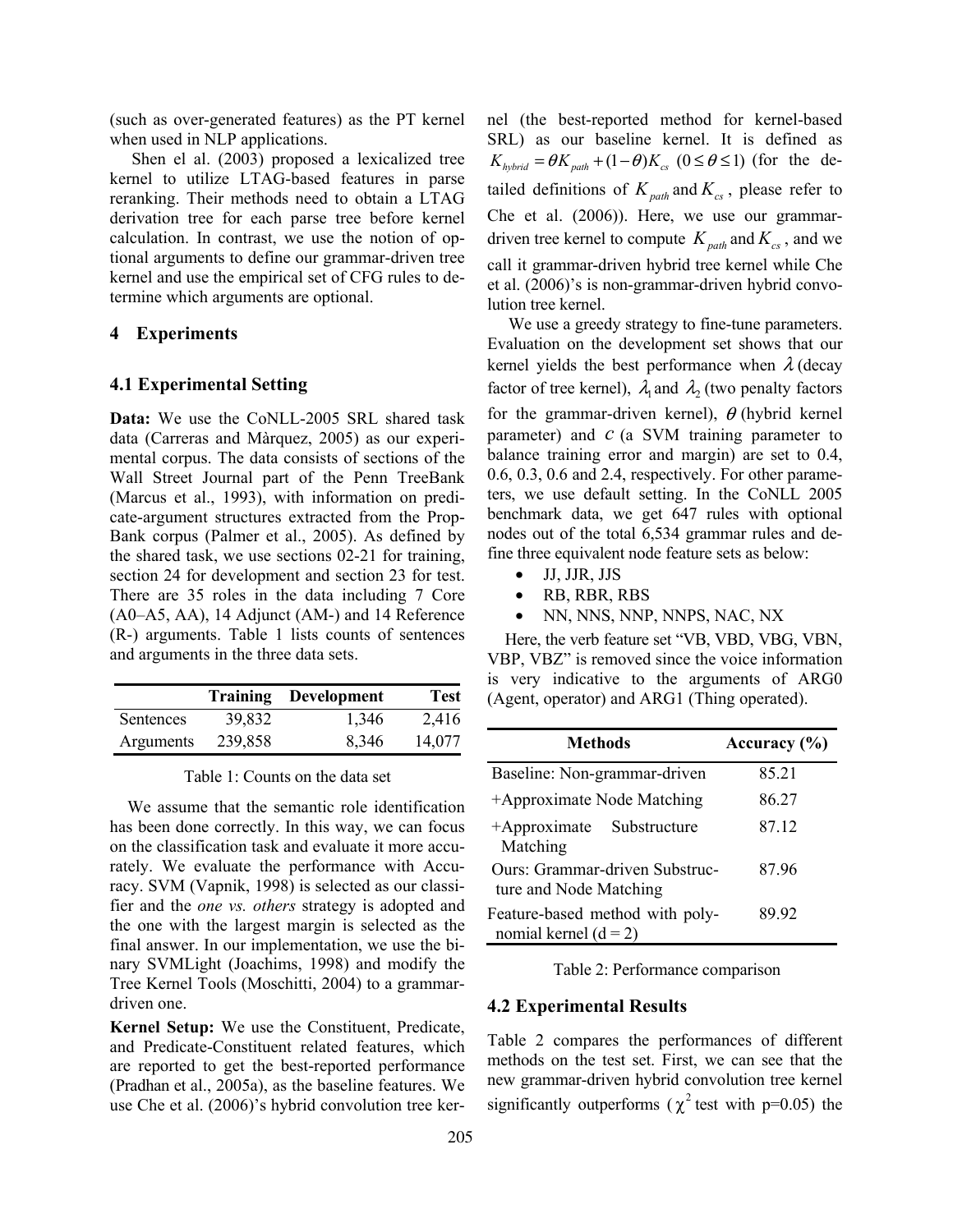(such as over-generated features) as the PT kernel when used in NLP applications.

Shen el al. (2003) proposed a lexicalized tree kernel to utilize LTAG-based features in parse reranking. Their methods need to obtain a LTAG derivation tree for each parse tree before kernel calculation. In contrast, we use the notion of optional arguments to define our grammar-driven tree kernel and use the empirical set of CFG rules to determine which arguments are optional.

## 4 Experiments

### 4.1 Experimental Setting

**Data:** We use the CoNLL-2005 SRL shared task data (Carreras and Màrquez, 2005) as our experimental corpus. The data consists of sections of the Wall Street Journal part of the Penn TreeBank (Marcus et al., 1993), with information on predicate-argument structures extracted from the PropBank corpus (Palmer et al., 2005). As defined by the shared task, we use sections 02-21 for training, section 24 for development and section 23 for test. There are 35 roles in the data including 7 Core (A0–A5, AA), 14 Adjunct (AM-) and 14 Reference (R-) arguments. Table 1 lists counts of sentences and arguments in the three data sets.

| | Training | Development | Test |
|---|---|---|---|
| Sentences | 39,832 | 1,346 | 2,416 |
| Arguments | 239,858 | 8,346 | 14,077 |

Table 1: Counts on the data set

We assume that the semantic role identification has been done correctly. In this way, we can focus on the classification task and evaluate it more accurately. We evaluate the performance with Accuracy. SVM (Vapnik, 1998) is selected as our classifier and the *one vs. others* strategy is adopted and the one with the largest margin is selected as the final answer. In our implementation, we use the binary SVMLight (Joachims, 1998) and modify the Tree Kernel Tools (Moschitti, 2004) to a grammar-driven one.

**Kernel Setup:** We use the Constituent, Predicate, and Predicate-Constituent related features, which are reported to get the best-reported performance (Pradhan et al., 2005a), as the baseline features. We use Che et al. (2006)'s hybrid convolution tree kernel (the best-reported method for kernel-based SRL) as our baseline kernel. It is defined as $K_{hybrid} = \theta K_{path} + (1-\theta)K_{cs}$ $(0 \le \theta \le 1)$ (for the detailed definitions of $K_{path}$ and $K_{cs}$, please refer to Che et al. (2006)). Here, we use our grammar-driven tree kernel to compute $K_{path}$ and $K_{cs}$, and we call it grammar-driven hybrid tree kernel while Che et al. (2006)'s is non-grammar-driven hybrid convolution tree kernel.

We use a greedy strategy to fine-tune parameters. Evaluation on the development set shows that our kernel yields the best performance when $\lambda$ (decay factor of tree kernel), $\lambda_1$ and $\lambda_2$ (two penalty factors for the grammar-driven kernel), $\theta$ (hybrid kernel parameter) and $c$ (a SVM training parameter to balance training error and margin) are set to 0.4, 0.6, 0.3, 0.6 and 2.4, respectively. For other parameters, we use default setting. In the CoNLL 2005 benchmark data, we get 647 rules with optional nodes out of the total 6,534 grammar rules and define three equivalent node feature sets as below:

- JJ, JJR, JJS
- RB, RBR, RBS
- NN, NNS, NNP, NNPS, NAC, NX

Here, the verb feature set "VB, VBD, VBG, VBN, VBP, VBZ" is removed since the voice information is very indicative to the arguments of ARG0 (Agent, operator) and ARG1 (Thing operated).

| Methods | Accuracy (%) |
|---|---|
| Baseline: Non-grammar-driven | 85.21 |
| +Approximate Node Matching | 86.27 |
| +Approximate Substructure Matching | 87.12 |
| Ours: Grammar-driven Substructure and Node Matching | 87.96 |
| Feature-based method with polynomial kernel (d = 2) | 89.92 |

Table 2: Performance comparison

### 4.2 Experimental Results

Table 2 compares the performances of different methods on the test set. First, we can see that the new grammar-driven hybrid convolution tree kernel significantly outperforms ($\chi^2$ test with p=0.05) the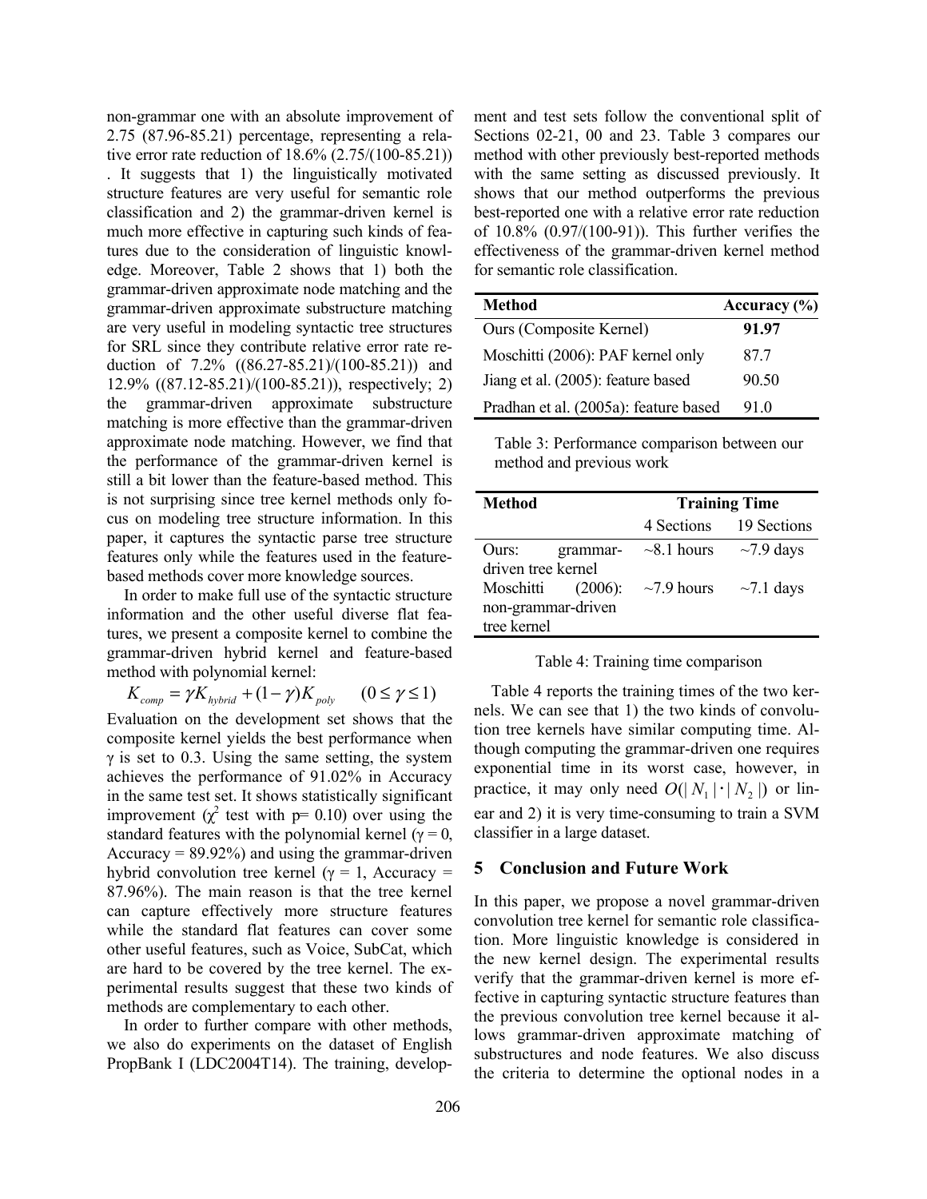non-grammar one with an absolute improvement of 2.75 (87.96-85.21) percentage, representing a relative error rate reduction of 18.6% (2.75/(100-85.21)) . It suggests that 1) the linguistically motivated structure features are very useful for semantic role classification and 2) the grammar-driven kernel is much more effective in capturing such kinds of features due to the consideration of linguistic knowledge. Moreover, Table 2 shows that 1) both the grammar-driven approximate node matching and the grammar-driven approximate substructure matching are very useful in modeling syntactic tree structures for SRL since they contribute relative error rate reduction of 7.2% ((86.27-85.21)/(100-85.21)) and 12.9% ((87.12-85.21)/(100-85.21)), respectively; 2) the grammar-driven approximate substructure matching is more effective than the grammar-driven approximate node matching. However, we find that the performance of the grammar-driven kernel is still a bit lower than the feature-based method. This is not surprising since tree kernel methods only focus on modeling tree structure information. In this paper, it captures the syntactic parse tree structure features only while the features used in the feature-based methods cover more knowledge sources.

In order to make full use of the syntactic structure information and the other useful diverse flat features, we present a composite kernel to combine the grammar-driven hybrid kernel and feature-based method with polynomial kernel:

$$K_{comp} = \gamma K_{hybrid} + (1-\gamma) K_{poly} \qquad (0 \le \gamma \le 1)$$

Evaluation on the development set shows that the composite kernel yields the best performance when $\gamma$ is set to 0.3. Using the same setting, the system achieves the performance of 91.02% in Accuracy in the same test set. It shows statistically significant improvement ($\chi^2$ test with $p= 0.10$) over using the standard features with the polynomial kernel ($\gamma = 0$, Accuracy = 89.92%) and using the grammar-driven hybrid convolution tree kernel ($\gamma = 1$, Accuracy = 87.96%). The main reason is that the tree kernel can capture effectively more structure features while the standard flat features can cover some other useful features, such as Voice, SubCat, which are hard to be covered by the tree kernel. The experimental results suggest that these two kinds of methods are complementary to each other.

In order to further compare with other methods, we also do experiments on the dataset of English PropBank I (LDC2004T14). The training, development and test sets follow the conventional split of Sections 02-21, 00 and 23. Table 3 compares our method with other previously best-reported methods with the same setting as discussed previously. It shows that our method outperforms the previous best-reported one with a relative error rate reduction of 10.8% (0.97/(100-91)). This further verifies the effectiveness of the grammar-driven kernel method for semantic role classification.

| Method | Accuracy (%) |
|---|---|
| Ours (Composite Kernel) | **91.97** |
| Moschitti (2006): PAF kernel only | 87.7 |
| Jiang et al. (2005): feature based | 90.50 |
| Pradhan et al. (2005a): feature based | 91.0 |

Table 3: Performance comparison between our method and previous work

| Method | Training Time | |
|---|---|---|
| | 4 Sections | 19 Sections |
| Ours: grammar-driven tree kernel | ~8.1 hours | ~7.9 days |
| Moschitti (2006): non-grammar-driven tree kernel | ~7.9 hours | ~7.1 days |

Table 4: Training time comparison

Table 4 reports the training times of the two kernels. We can see that 1) the two kinds of convolution tree kernels have similar computing time. Although computing the grammar-driven one requires exponential time in its worst case, however, in practice, it may only need $O(|N_1| \cdot |N_2|)$ or linear and 2) it is very time-consuming to train a SVM classifier in a large dataset.

## 5 Conclusion and Future Work

In this paper, we propose a novel grammar-driven convolution tree kernel for semantic role classification. More linguistic knowledge is considered in the new kernel design. The experimental results verify that the grammar-driven kernel is more effective in capturing syntactic structure features than the previous convolution tree kernel because it allows grammar-driven approximate matching of substructures and node features. We also discuss the criteria to determine the optional nodes in a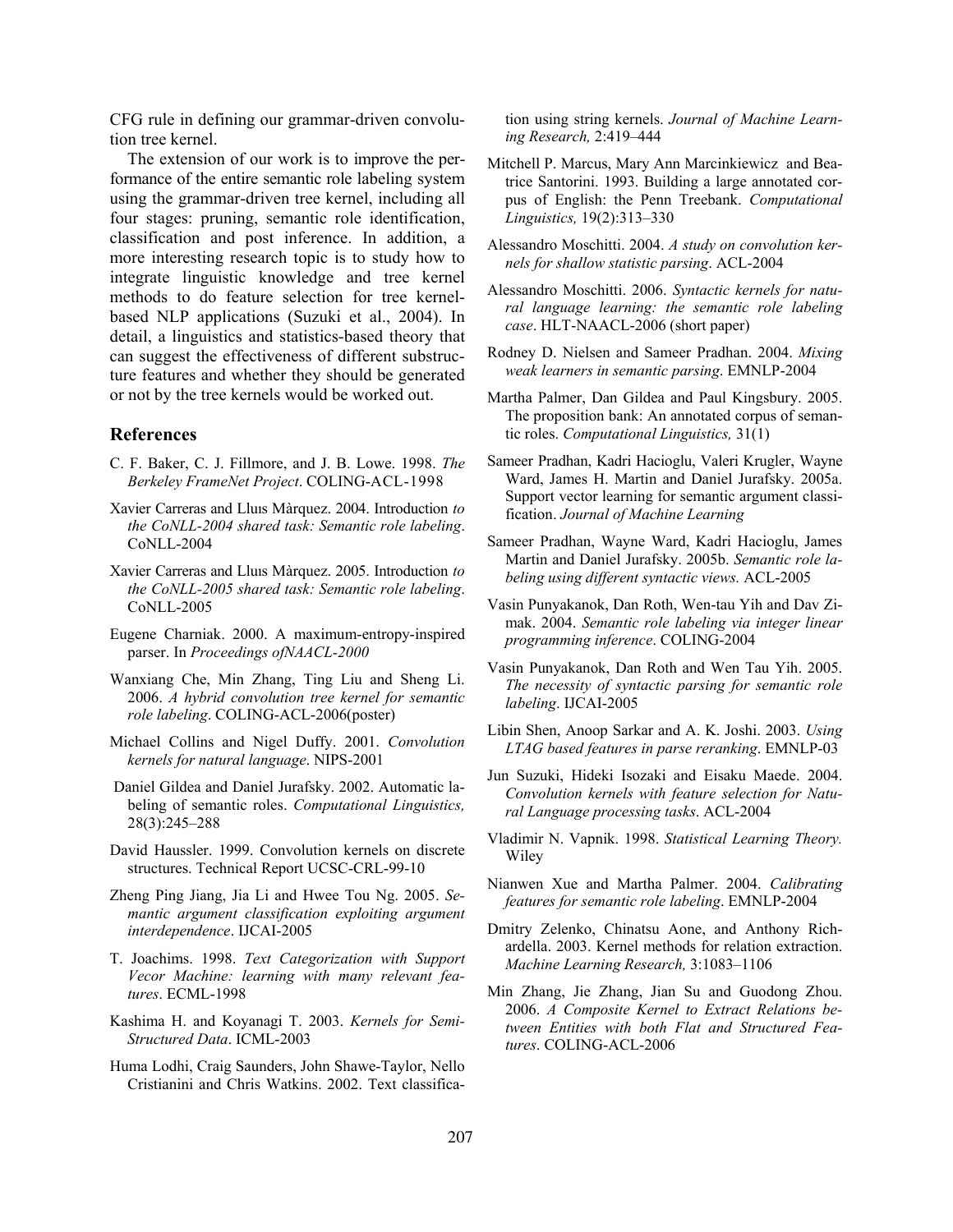CFG rule in defining our grammar-driven convolution tree kernel.

The extension of our work is to improve the performance of the entire semantic role labeling system using the grammar-driven tree kernel, including all four stages: pruning, semantic role identification, classification and post inference. In addition, a more interesting research topic is to study how to integrate linguistic knowledge and tree kernel methods to do feature selection for tree kernel-based NLP applications (Suzuki et al., 2004). In detail, a linguistics and statistics-based theory that can suggest the effectiveness of different substructure features and whether they should be generated or not by the tree kernels would be worked out.

## References

C. F. Baker, C. J. Fillmore, and J. B. Lowe. 1998. *The Berkeley FrameNet Project*. COLING-ACL-1998

Xavier Carreras and Lluıs Màrquez. 2004. Introduction *to the CoNLL-2004 shared task: Semantic role labeling*. CoNLL-2004

Xavier Carreras and Lluıs Màrquez. 2005. Introduction *to the CoNLL-2005 shared task: Semantic role labeling*. CoNLL-2005

Eugene Charniak. 2000. A maximum-entropy-inspired parser. In *Proceedings ofNAACL-2000*

Wanxiang Che, Min Zhang, Ting Liu and Sheng Li. 2006. *A hybrid convolution tree kernel for semantic role labeling*. COLING-ACL-2006(poster)

Michael Collins and Nigel Duffy. 2001. *Convolution kernels for natural language*. NIPS-2001

Daniel Gildea and Daniel Jurafsky. 2002. Automatic labeling of semantic roles. *Computational Linguistics,* 28(3):245–288

David Haussler. 1999. Convolution kernels on discrete structures. Technical Report UCSC-CRL-99-10

Zheng Ping Jiang, Jia Li and Hwee Tou Ng. 2005. *Semantic argument classification exploiting argument interdependence*. IJCAI-2005

T. Joachims. 1998. *Text Categorization with Support Vecor Machine: learning with many relevant features*. ECML-1998

Kashima H. and Koyanagi T. 2003. *Kernels for Semi-Structured Data*. ICML-2003

Huma Lodhi, Craig Saunders, John Shawe-Taylor, Nello Cristianini and Chris Watkins. 2002. Text classification using string kernels. *Journal of Machine Learning Research,* 2:419–444

Mitchell P. Marcus, Mary Ann Marcinkiewicz and Beatrice Santorini. 1993. Building a large annotated corpus of English: the Penn Treebank. *Computational Linguistics,* 19(2):313–330

Alessandro Moschitti. 2004. *A study on convolution kernels for shallow statistic parsing*. ACL-2004

Alessandro Moschitti. 2006. *Syntactic kernels for natural language learning: the semantic role labeling case*. HLT-NAACL-2006 (short paper)

Rodney D. Nielsen and Sameer Pradhan. 2004. *Mixing weak learners in semantic parsing*. EMNLP-2004

Martha Palmer, Dan Gildea and Paul Kingsbury. 2005. The proposition bank: An annotated corpus of semantic roles. *Computational Linguistics,* 31(1)

Sameer Pradhan, Kadri Hacioglu, Valeri Krugler, Wayne Ward, James H. Martin and Daniel Jurafsky. 2005a. Support vector learning for semantic argument classification. *Journal of Machine Learning*

Sameer Pradhan, Wayne Ward, Kadri Hacioglu, James Martin and Daniel Jurafsky. 2005b. *Semantic role labeling using different syntactic views.* ACL-2005

Vasin Punyakanok, Dan Roth, Wen-tau Yih and Dav Zimak. 2004. *Semantic role labeling via integer linear programming inference*. COLING-2004

Vasin Punyakanok, Dan Roth and Wen Tau Yih. 2005. *The necessity of syntactic parsing for semantic role labeling*. IJCAI-2005

Libin Shen, Anoop Sarkar and A. K. Joshi. 2003. *Using LTAG based features in parse reranking*. EMNLP-03

Jun Suzuki, Hideki Isozaki and Eisaku Maede. 2004. *Convolution kernels with feature selection for Natural Language processing tasks*. ACL-2004

Vladimir N. Vapnik. 1998. *Statistical Learning Theory.* Wiley

Nianwen Xue and Martha Palmer. 2004. *Calibrating features for semantic role labeling*. EMNLP-2004

Dmitry Zelenko, Chinatsu Aone, and Anthony Richardella. 2003. Kernel methods for relation extraction. *Machine Learning Research,* 3:1083–1106

Min Zhang, Jie Zhang, Jian Su and Guodong Zhou. 2006. *A Composite Kernel to Extract Relations between Entities with both Flat and Structured Features*. COLING-ACL-2006